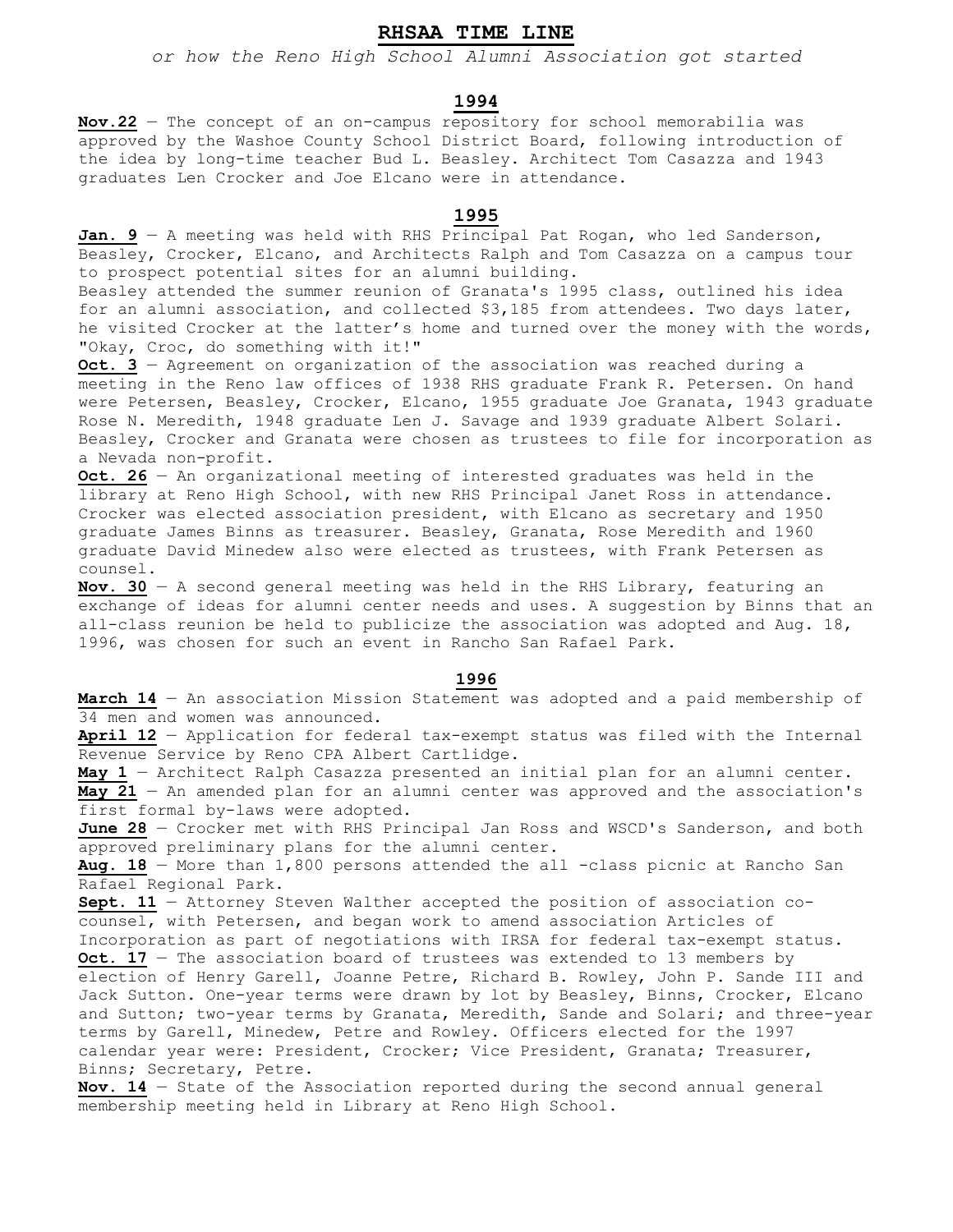# RHSAA TIME LINE

*or how the Reno High School Alumni Association got started*

## 1994

**Nov.22** — The concept of an on-campus repository for school memorabilia was approved by the Washoe County School District Board, following introduction of the idea by long-time teacher Bud L. Beasley. Architect Tom Casazza and 1943 graduates Len Crocker and Joe Elcano were in attendance.

## 1995

**Jan. 9** — A meeting was held with RHS Principal Pat Rogan, who led Sanderson, Beasley, Crocker, Elcano, and Architects Ralph and Tom Casazza on a campus tour to prospect potential sites for an alumni building.

Beasley attended the summer reunion of Granata's 1995 class, outlined his idea for an alumni association, and collected $3,185 from attendees. Two days later, he visited Crocker at the latter's home and turned over the money with the words, "Okay, Croc, do something with it!"

**Oct. 3** — Agreement on organization of the association was reached during a meeting in the Reno law offices of 1938 RHS graduate Frank R. Petersen. On hand were Petersen, Beasley, Crocker, Elcano, 1955 graduate Joe Granata, 1943 graduate Rose N. Meredith, 1948 graduate Len J. Savage and 1939 graduate Albert Solari. Beasley, Crocker and Granata were chosen as trustees to file for incorporation as a Nevada non-profit.

**Oct. 26** — An organizational meeting of interested graduates was held in the library at Reno High School, with new RHS Principal Janet Ross in attendance. Crocker was elected association president, with Elcano as secretary and 1950 graduate James Binns as treasurer. Beasley, Granata, Rose Meredith and 1960 graduate David Minedew also were elected as trustees, with Frank Petersen as counsel.

**Nov. 30** — A second general meeting was held in the RHS Library, featuring an exchange of ideas for alumni center needs and uses. A suggestion by Binns that an all-class reunion be held to publicize the association was adopted and Aug. 18, 1996, was chosen for such an event in Rancho San Rafael Park.

## 1996

**March 14** — An association Mission Statement was adopted and a paid membership of 34 men and women was announced.

**April 12** — Application for federal tax-exempt status was filed with the Internal Revenue Service by Reno CPA Albert Cartlidge.

**May 1** — Architect Ralph Casazza presented an initial plan for an alumni center.

**May 21** — An amended plan for an alumni center was approved and the association's first formal by-laws were adopted.

**June 28** — Crocker met with RHS Principal Jan Ross and WSCD's Sanderson, and both approved preliminary plans for the alumni center.

**Aug. 18** — More than 1,800 persons attended the all -class picnic at Rancho San Rafael Regional Park.

**Sept. 11** — Attorney Steven Walther accepted the position of association co-counsel, with Petersen, and began work to amend association Articles of Incorporation as part of negotiations with IRSA for federal tax-exempt status.

**Oct. 17** — The association board of trustees was extended to 13 members by election of Henry Garell, Joanne Petre, Richard B. Rowley, John P. Sande III and Jack Sutton. One-year terms were drawn by lot by Beasley, Binns, Crocker, Elcano and Sutton; two-year terms by Granata, Meredith, Sande and Solari; and three-year terms by Garell, Minedew, Petre and Rowley. Officers elected for the 1997 calendar year were: President, Crocker; Vice President, Granata; Treasurer, Binns; Secretary, Petre.

**Nov. 14** — State of the Association reported during the second annual general membership meeting held in Library at Reno High School.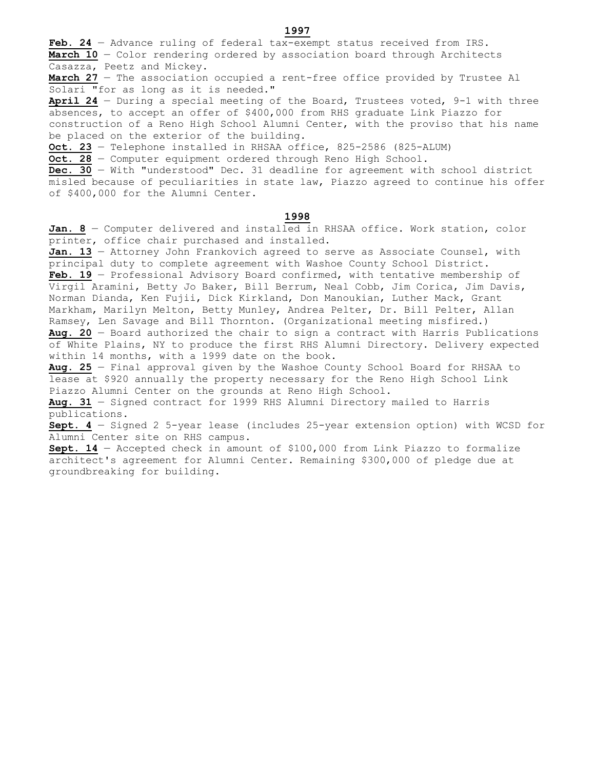## 1997

**Feb. 24** — Advance ruling of federal tax-exempt status received from IRS.

**March 10** — Color rendering ordered by association board through Architects Casazza, Peetz and Mickey.

**March 27** — The association occupied a rent-free office provided by Trustee Al Solari "for as long as it is needed."

**April 24** — During a special meeting of the Board, Trustees voted, 9-1 with three absences, to accept an offer of $400,000 from RHS graduate Link Piazzo for construction of a Reno High School Alumni Center, with the proviso that his name be placed on the exterior of the building.

**Oct. 23** — Telephone installed in RHSAA office, 825-2586 (825-ALUM)

**Oct. 28** — Computer equipment ordered through Reno High School.

**Dec. 30** — With "understood" Dec. 31 deadline for agreement with school district misled because of peculiarities in state law, Piazzo agreed to continue his offer of $400,000 for the Alumni Center.

## 1998

**Jan. 8** — Computer delivered and installed in RHSAA office. Work station, color printer, office chair purchased and installed.

**Jan. 13** — Attorney John Frankovich agreed to serve as Associate Counsel, with principal duty to complete agreement with Washoe County School District.

**Feb. 19** — Professional Advisory Board confirmed, with tentative membership of Virgil Aramini, Betty Jo Baker, Bill Berrum, Neal Cobb, Jim Corica, Jim Davis, Norman Dianda, Ken Fujii, Dick Kirkland, Don Manoukian, Luther Mack, Grant Markham, Marilyn Melton, Betty Munley, Andrea Pelter, Dr. Bill Pelter, Allan Ramsey, Len Savage and Bill Thornton. (Organizational meeting misfired.)

**Aug. 20** — Board authorized the chair to sign a contract with Harris Publications of White Plains, NY to produce the first RHS Alumni Directory. Delivery expected within 14 months, with a 1999 date on the book.

**Aug. 25** — Final approval given by the Washoe County School Board for RHSAA to lease at $920 annually the property necessary for the Reno High School Link Piazzo Alumni Center on the grounds at Reno High School.

**Aug. 31** — Signed contract for 1999 RHS Alumni Directory mailed to Harris publications.

**Sept. 4** — Signed 2 5-year lease (includes 25-year extension option) with WCSD for Alumni Center site on RHS campus.

**Sept. 14** — Accepted check in amount of $100,000 from Link Piazzo to formalize architect's agreement for Alumni Center. Remaining $300,000 of pledge due at groundbreaking for building.